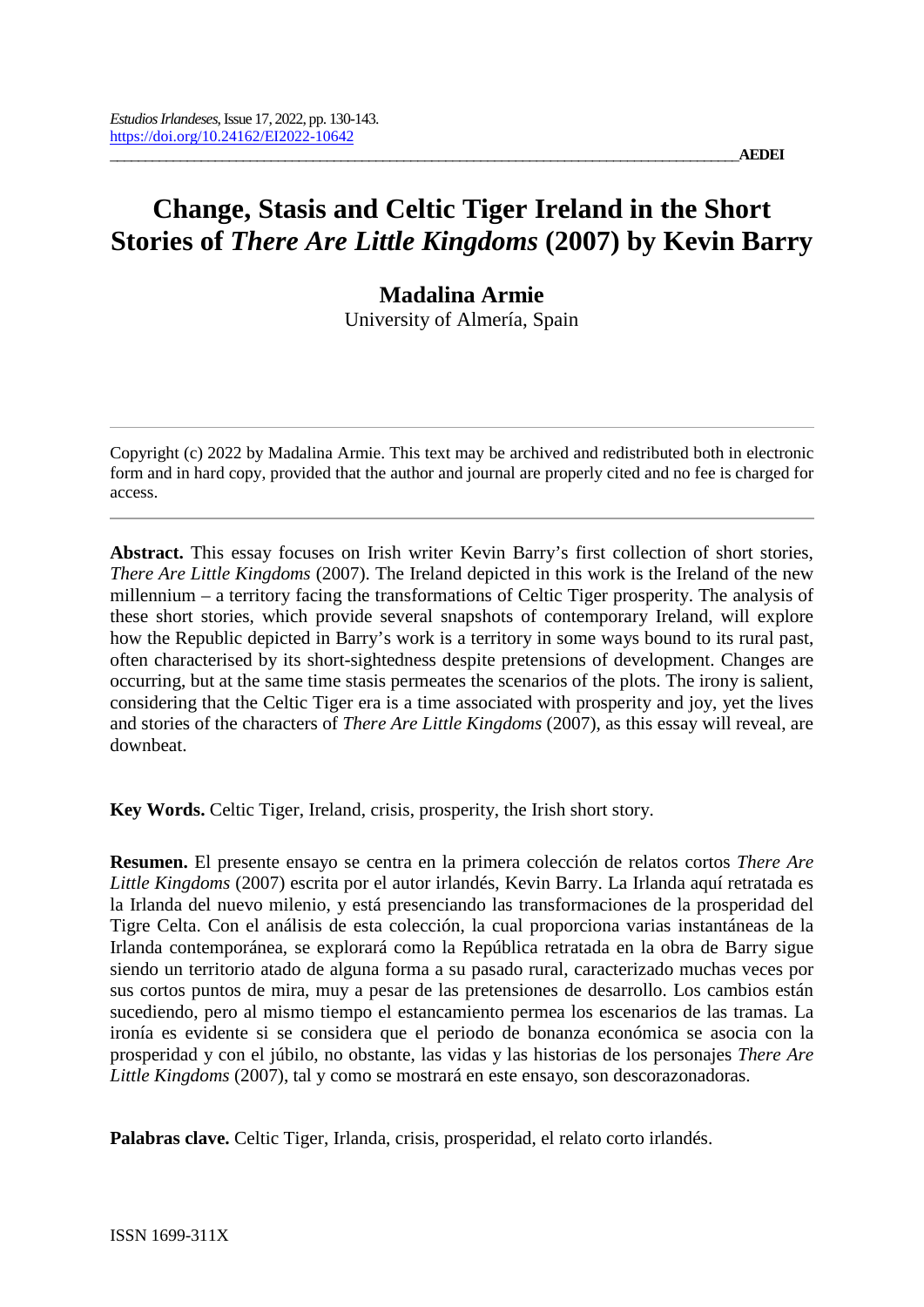# Change, Stasis and Celtic Tiger Ireland in the Short Stories of *There Are Little Kingdoms* (2007) by Kevin Barry

**Madalina Armie**

University of Almería, Spain

---

Copyright (c) 2022 by Madalina Armie. This text may be archived and redistributed both in electronic form and in hard copy, provided that the author and journal are properly cited and no fee is charged for access.

---

**Abstract.** This essay focuses on Irish writer Kevin Barry's first collection of short stories, *There Are Little Kingdoms* (2007). The Ireland depicted in this work is the Ireland of the new millennium – a territory facing the transformations of Celtic Tiger prosperity. The analysis of these short stories, which provide several snapshots of contemporary Ireland, will explore how the Republic depicted in Barry's work is a territory in some ways bound to its rural past, often characterised by its short-sightedness despite pretensions of development. Changes are occurring, but at the same time stasis permeates the scenarios of the plots. The irony is salient, considering that the Celtic Tiger era is a time associated with prosperity and joy, yet the lives and stories of the characters of *There Are Little Kingdoms* (2007), as this essay will reveal, are downbeat.

**Key Words.** Celtic Tiger, Ireland, crisis, prosperity, the Irish short story.

**Resumen.** El presente ensayo se centra en la primera colección de relatos cortos *There Are Little Kingdoms* (2007) escrita por el autor irlandés, Kevin Barry. La Irlanda aquí retratada es la Irlanda del nuevo milenio, y está presenciando las transformaciones de la prosperidad del Tigre Celta. Con el análisis de esta colección, la cual proporciona varias instantáneas de la Irlanda contemporánea, se explorará como la República retratada en la obra de Barry sigue siendo un territorio atado de alguna forma a su pasado rural, caracterizado muchas veces por sus cortos puntos de mira, muy a pesar de las pretensiones de desarrollo. Los cambios están sucediendo, pero al mismo tiempo el estancamiento permea los escenarios de las tramas. La ironía es evidente si se considera que el periodo de bonanza económica se asocia con la prosperidad y con el júbilo, no obstante, las vidas y las historias de los personajes *There Are Little Kingdoms* (2007), tal y como se mostrará en este ensayo, son descorazonadoras.

**Palabras clave.** Celtic Tiger, Irlanda, crisis, prosperidad, el relato corto irlandés.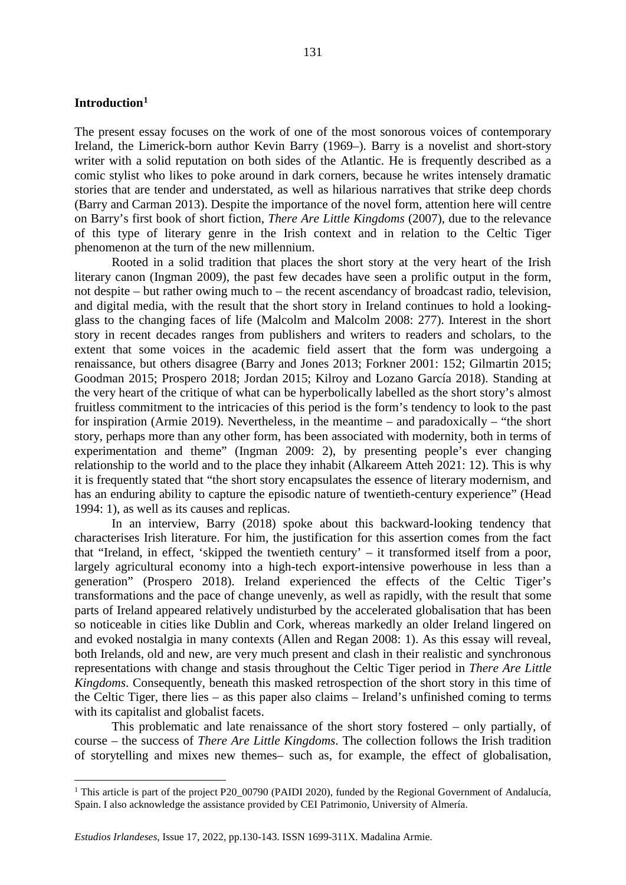## Introduction[1]

The present essay focuses on the work of one of the most sonorous voices of contemporary Ireland, the Limerick-born author Kevin Barry (1969–). Barry is a novelist and short-story writer with a solid reputation on both sides of the Atlantic. He is frequently described as a comic stylist who likes to poke around in dark corners, because he writes intensely dramatic stories that are tender and understated, as well as hilarious narratives that strike deep chords (Barry and Carman 2013). Despite the importance of the novel form, attention here will centre on Barry's first book of short fiction, *There Are Little Kingdoms* (2007), due to the relevance of this type of literary genre in the Irish context and in relation to the Celtic Tiger phenomenon at the turn of the new millennium.

Rooted in a solid tradition that places the short story at the very heart of the Irish literary canon (Ingman 2009), the past few decades have seen a prolific output in the form, not despite – but rather owing much to – the recent ascendancy of broadcast radio, television, and digital media, with the result that the short story in Ireland continues to hold a looking-glass to the changing faces of life (Malcolm and Malcolm 2008: 277). Interest in the short story in recent decades ranges from publishers and writers to readers and scholars, to the extent that some voices in the academic field assert that the form was undergoing a renaissance, but others disagree (Barry and Jones 2013; Forkner 2001: 152; Gilmartin 2015; Goodman 2015; Prospero 2018; Jordan 2015; Kilroy and Lozano García 2018). Standing at the very heart of the critique of what can be hyperbolically labelled as the short story's almost fruitless commitment to the intricacies of this period is the form's tendency to look to the past for inspiration (Armie 2019). Nevertheless, in the meantime – and paradoxically – "the short story, perhaps more than any other form, has been associated with modernity, both in terms of experimentation and theme" (Ingman 2009: 2), by presenting people's ever changing relationship to the world and to the place they inhabit (Alkareem Atteh 2021: 12). This is why it is frequently stated that "the short story encapsulates the essence of literary modernism, and has an enduring ability to capture the episodic nature of twentieth-century experience" (Head 1994: 1), as well as its causes and replicas.

In an interview, Barry (2018) spoke about this backward-looking tendency that characterises Irish literature. For him, the justification for this assertion comes from the fact that "Ireland, in effect, 'skipped the twentieth century' – it transformed itself from a poor, largely agricultural economy into a high-tech export-intensive powerhouse in less than a generation" (Prospero 2018). Ireland experienced the effects of the Celtic Tiger's transformations and the pace of change unevenly, as well as rapidly, with the result that some parts of Ireland appeared relatively undisturbed by the accelerated globalisation that has been so noticeable in cities like Dublin and Cork, whereas markedly an older Ireland lingered on and evoked nostalgia in many contexts (Allen and Regan 2008: 1). As this essay will reveal, both Irelands, old and new, are very much present and clash in their realistic and synchronous representations with change and stasis throughout the Celtic Tiger period in *There Are Little Kingdoms*. Consequently, beneath this masked retrospection of the short story in this time of the Celtic Tiger, there lies – as this paper also claims – Ireland's unfinished coming to terms with its capitalist and globalist facets.

This problematic and late renaissance of the short story fostered – only partially, of course – the success of *There Are Little Kingdoms*. The collection follows the Irish tradition of storytelling and mixes new themes– such as, for example, the effect of globalisation,

[1] This article is part of the project P20_00790 (PAIDI 2020), funded by the Regional Government of Andalucía, Spain. I also acknowledge the assistance provided by CEI Patrimonio, University of Almería.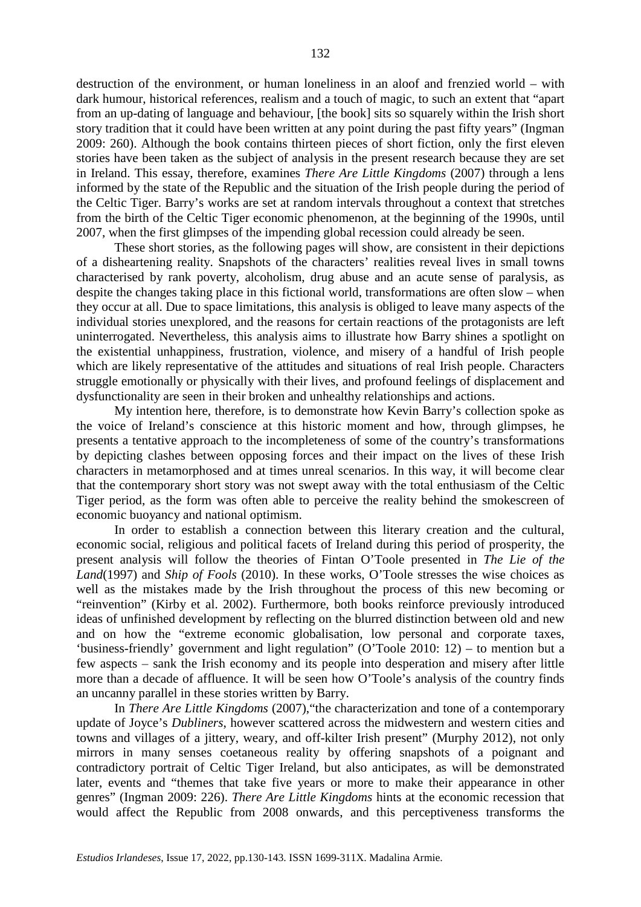destruction of the environment, or human loneliness in an aloof and frenzied world – with dark humour, historical references, realism and a touch of magic, to such an extent that "apart from an up-dating of language and behaviour, [the book] sits so squarely within the Irish short story tradition that it could have been written at any point during the past fifty years" (Ingman 2009: 260). Although the book contains thirteen pieces of short fiction, only the first eleven stories have been taken as the subject of analysis in the present research because they are set in Ireland. This essay, therefore, examines *There Are Little Kingdoms* (2007) through a lens informed by the state of the Republic and the situation of the Irish people during the period of the Celtic Tiger. Barry's works are set at random intervals throughout a context that stretches from the birth of the Celtic Tiger economic phenomenon, at the beginning of the 1990s, until 2007, when the first glimpses of the impending global recession could already be seen.

These short stories, as the following pages will show, are consistent in their depictions of a disheartening reality. Snapshots of the characters' realities reveal lives in small towns characterised by rank poverty, alcoholism, drug abuse and an acute sense of paralysis, as despite the changes taking place in this fictional world, transformations are often slow – when they occur at all. Due to space limitations, this analysis is obliged to leave many aspects of the individual stories unexplored, and the reasons for certain reactions of the protagonists are left uninterrogated. Nevertheless, this analysis aims to illustrate how Barry shines a spotlight on the existential unhappiness, frustration, violence, and misery of a handful of Irish people which are likely representative of the attitudes and situations of real Irish people. Characters struggle emotionally or physically with their lives, and profound feelings of displacement and dysfunctionality are seen in their broken and unhealthy relationships and actions.

My intention here, therefore, is to demonstrate how Kevin Barry's collection spoke as the voice of Ireland's conscience at this historic moment and how, through glimpses, he presents a tentative approach to the incompleteness of some of the country's transformations by depicting clashes between opposing forces and their impact on the lives of these Irish characters in metamorphosed and at times unreal scenarios. In this way, it will become clear that the contemporary short story was not swept away with the total enthusiasm of the Celtic Tiger period, as the form was often able to perceive the reality behind the smokescreen of economic buoyancy and national optimism.

In order to establish a connection between this literary creation and the cultural, economic social, religious and political facets of Ireland during this period of prosperity, the present analysis will follow the theories of Fintan O'Toole presented in *The Lie of the Land*(1997) and *Ship of Fools* (2010). In these works, O'Toole stresses the wise choices as well as the mistakes made by the Irish throughout the process of this new becoming or "reinvention" (Kirby et al. 2002). Furthermore, both books reinforce previously introduced ideas of unfinished development by reflecting on the blurred distinction between old and new and on how the "extreme economic globalisation, low personal and corporate taxes, 'business-friendly' government and light regulation" (O'Toole 2010: 12) – to mention but a few aspects – sank the Irish economy and its people into desperation and misery after little more than a decade of affluence. It will be seen how O'Toole's analysis of the country finds an uncanny parallel in these stories written by Barry.

In *There Are Little Kingdoms* (2007),"the characterization and tone of a contemporary update of Joyce's *Dubliners*, however scattered across the midwestern and western cities and towns and villages of a jittery, weary, and off-kilter Irish present" (Murphy 2012), not only mirrors in many senses coetaneous reality by offering snapshots of a poignant and contradictory portrait of Celtic Tiger Ireland, but also anticipates, as will be demonstrated later, events and "themes that take five years or more to make their appearance in other genres" (Ingman 2009: 226). *There Are Little Kingdoms* hints at the economic recession that would affect the Republic from 2008 onwards, and this perceptiveness transforms the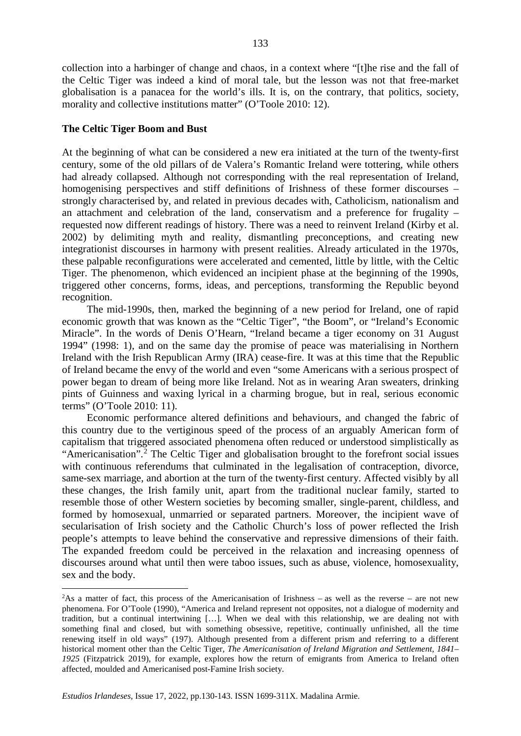collection into a harbinger of change and chaos, in a context where "[t]he rise and the fall of the Celtic Tiger was indeed a kind of moral tale, but the lesson was not that free-market globalisation is a panacea for the world's ills. It is, on the contrary, that politics, society, morality and collective institutions matter" (O'Toole 2010: 12).

**The Celtic Tiger Boom and Bust**

At the beginning of what can be considered a new era initiated at the turn of the twenty-first century, some of the old pillars of de Valera's Romantic Ireland were tottering, while others had already collapsed. Although not corresponding with the real representation of Ireland, homogenising perspectives and stiff definitions of Irishness of these former discourses – strongly characterised by, and related in previous decades with, Catholicism, nationalism and an attachment and celebration of the land, conservatism and a preference for frugality – requested now different readings of history. There was a need to reinvent Ireland (Kirby et al. 2002) by delimiting myth and reality, dismantling preconceptions, and creating new integrationist discourses in harmony with present realities. Already articulated in the 1970s, these palpable reconfigurations were accelerated and cemented, little by little, with the Celtic Tiger. The phenomenon, which evidenced an incipient phase at the beginning of the 1990s, triggered other concerns, forms, ideas, and perceptions, transforming the Republic beyond recognition.

The mid-1990s, then, marked the beginning of a new period for Ireland, one of rapid economic growth that was known as the "Celtic Tiger", "the Boom", or "Ireland's Economic Miracle". In the words of Denis O'Hearn, "Ireland became a tiger economy on 31 August 1994" (1998: 1), and on the same day the promise of peace was materialising in Northern Ireland with the Irish Republican Army (IRA) cease-fire. It was at this time that the Republic of Ireland became the envy of the world and even "some Americans with a serious prospect of power began to dream of being more like Ireland. Not as in wearing Aran sweaters, drinking pints of Guinness and waxing lyrical in a charming brogue, but in real, serious economic terms" (O'Toole 2010: 11).

Economic performance altered definitions and behaviours, and changed the fabric of this country due to the vertiginous speed of the process of an arguably American form of capitalism that triggered associated phenomena often reduced or understood simplistically as "Americanisation".[2] The Celtic Tiger and globalisation brought to the forefront social issues with continuous referendums that culminated in the legalisation of contraception, divorce, same-sex marriage, and abortion at the turn of the twenty-first century. Affected visibly by all these changes, the Irish family unit, apart from the traditional nuclear family, started to resemble those of other Western societies by becoming smaller, single-parent, childless, and formed by homosexual, unmarried or separated partners. Moreover, the incipient wave of secularisation of Irish society and the Catholic Church's loss of power reflected the Irish people's attempts to leave behind the conservative and repressive dimensions of their faith. The expanded freedom could be perceived in the relaxation and increasing openness of discourses around what until then were taboo issues, such as abuse, violence, homosexuality, sex and the body.

---

[2]As a matter of fact, this process of the Americanisation of Irishness – as well as the reverse – are not new phenomena. For O'Toole (1990), "America and Ireland represent not opposites, not a dialogue of modernity and tradition, but a continual intertwining […]. When we deal with this relationship, we are dealing not with something final and closed, but with something obsessive, repetitive, continually unfinished, all the time renewing itself in old ways" (197). Although presented from a different prism and referring to a different historical moment other than the Celtic Tiger, *The Americanisation of Ireland Migration and Settlement, 1841–1925* (Fitzpatrick 2019), for example, explores how the return of emigrants from America to Ireland often affected, moulded and Americanised post-Famine Irish society.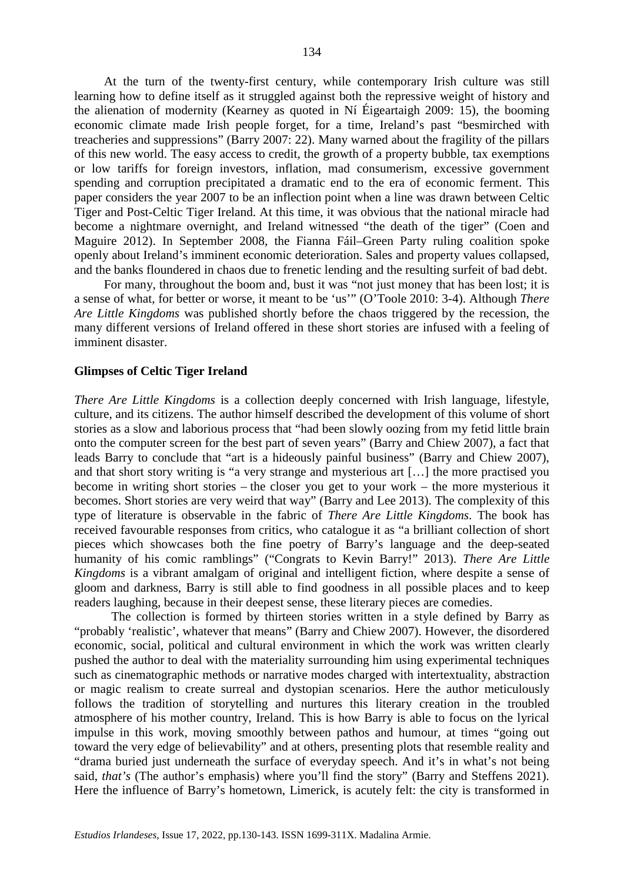At the turn of the twenty-first century, while contemporary Irish culture was still learning how to define itself as it struggled against both the repressive weight of history and the alienation of modernity (Kearney as quoted in Ní Éigeartaigh 2009: 15), the booming economic climate made Irish people forget, for a time, Ireland's past "besmirched with treacheries and suppressions" (Barry 2007: 22). Many warned about the fragility of the pillars of this new world. The easy access to credit, the growth of a property bubble, tax exemptions or low tariffs for foreign investors, inflation, mad consumerism, excessive government spending and corruption precipitated a dramatic end to the era of economic ferment. This paper considers the year 2007 to be an inflection point when a line was drawn between Celtic Tiger and Post-Celtic Tiger Ireland. At this time, it was obvious that the national miracle had become a nightmare overnight, and Ireland witnessed "the death of the tiger" (Coen and Maguire 2012). In September 2008, the Fianna Fáil–Green Party ruling coalition spoke openly about Ireland's imminent economic deterioration. Sales and property values collapsed, and the banks floundered in chaos due to frenetic lending and the resulting surfeit of bad debt.

For many, throughout the boom and, bust it was "not just money that has been lost; it is a sense of what, for better or worse, it meant to be 'us'" (O'Toole 2010: 3-4). Although *There Are Little Kingdoms* was published shortly before the chaos triggered by the recession, the many different versions of Ireland offered in these short stories are infused with a feeling of imminent disaster.

## Glimpses of Celtic Tiger Ireland

*There Are Little Kingdoms* is a collection deeply concerned with Irish language, lifestyle, culture, and its citizens. The author himself described the development of this volume of short stories as a slow and laborious process that "had been slowly oozing from my fetid little brain onto the computer screen for the best part of seven years" (Barry and Chiew 2007), a fact that leads Barry to conclude that "art is a hideously painful business" (Barry and Chiew 2007), and that short story writing is "a very strange and mysterious art […] the more practised you become in writing short stories – the closer you get to your work – the more mysterious it becomes. Short stories are very weird that way" (Barry and Lee 2013). The complexity of this type of literature is observable in the fabric of *There Are Little Kingdoms*. The book has received favourable responses from critics, who catalogue it as "a brilliant collection of short pieces which showcases both the fine poetry of Barry's language and the deep-seated humanity of his comic ramblings" ("Congrats to Kevin Barry!" 2013). *There Are Little Kingdoms* is a vibrant amalgam of original and intelligent fiction, where despite a sense of gloom and darkness, Barry is still able to find goodness in all possible places and to keep readers laughing, because in their deepest sense, these literary pieces are comedies.

The collection is formed by thirteen stories written in a style defined by Barry as "probably 'realistic', whatever that means" (Barry and Chiew 2007). However, the disordered economic, social, political and cultural environment in which the work was written clearly pushed the author to deal with the materiality surrounding him using experimental techniques such as cinematographic methods or narrative modes charged with intertextuality, abstraction or magic realism to create surreal and dystopian scenarios. Here the author meticulously follows the tradition of storytelling and nurtures this literary creation in the troubled atmosphere of his mother country, Ireland. This is how Barry is able to focus on the lyrical impulse in this work, moving smoothly between pathos and humour, at times "going out toward the very edge of believability" and at others, presenting plots that resemble reality and "drama buried just underneath the surface of everyday speech. And it's in what's not being said, *that's* (The author's emphasis) where you'll find the story" (Barry and Steffens 2021). Here the influence of Barry's hometown, Limerick, is acutely felt: the city is transformed in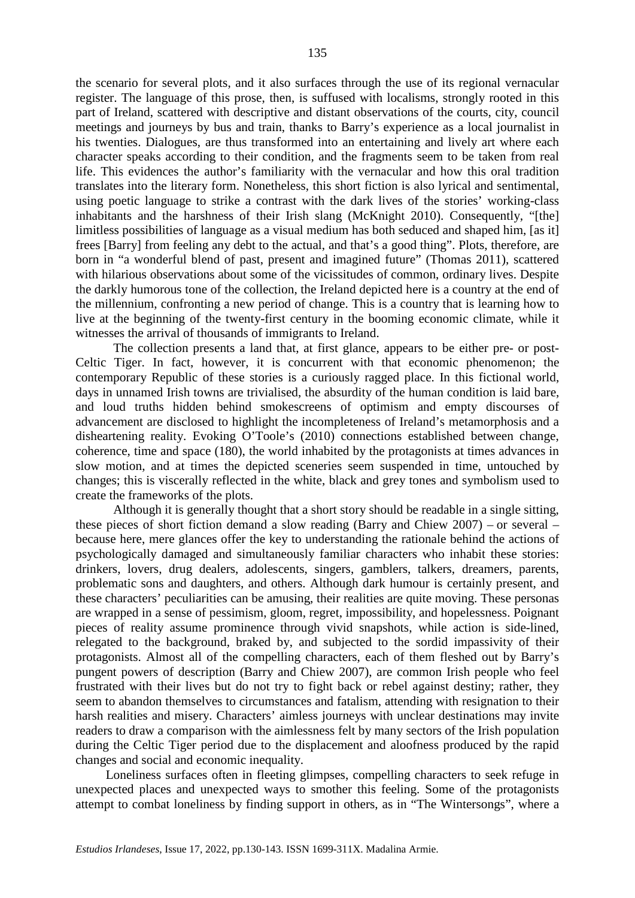the scenario for several plots, and it also surfaces through the use of its regional vernacular register. The language of this prose, then, is suffused with localisms, strongly rooted in this part of Ireland, scattered with descriptive and distant observations of the courts, city, council meetings and journeys by bus and train, thanks to Barry's experience as a local journalist in his twenties. Dialogues, are thus transformed into an entertaining and lively art where each character speaks according to their condition, and the fragments seem to be taken from real life. This evidences the author's familiarity with the vernacular and how this oral tradition translates into the literary form. Nonetheless, this short fiction is also lyrical and sentimental, using poetic language to strike a contrast with the dark lives of the stories' working-class inhabitants and the harshness of their Irish slang (McKnight 2010). Consequently, "[the] limitless possibilities of language as a visual medium has both seduced and shaped him, [as it] frees [Barry] from feeling any debt to the actual, and that's a good thing". Plots, therefore, are born in "a wonderful blend of past, present and imagined future" (Thomas 2011), scattered with hilarious observations about some of the vicissitudes of common, ordinary lives. Despite the darkly humorous tone of the collection, the Ireland depicted here is a country at the end of the millennium, confronting a new period of change. This is a country that is learning how to live at the beginning of the twenty-first century in the booming economic climate, while it witnesses the arrival of thousands of immigrants to Ireland.

The collection presents a land that, at first glance, appears to be either pre- or post-Celtic Tiger. In fact, however, it is concurrent with that economic phenomenon; the contemporary Republic of these stories is a curiously ragged place. In this fictional world, days in unnamed Irish towns are trivialised, the absurdity of the human condition is laid bare, and loud truths hidden behind smokescreens of optimism and empty discourses of advancement are disclosed to highlight the incompleteness of Ireland's metamorphosis and a disheartening reality. Evoking O'Toole's (2010) connections established between change, coherence, time and space (180), the world inhabited by the protagonists at times advances in slow motion, and at times the depicted sceneries seem suspended in time, untouched by changes; this is viscerally reflected in the white, black and grey tones and symbolism used to create the frameworks of the plots.

Although it is generally thought that a short story should be readable in a single sitting, these pieces of short fiction demand a slow reading (Barry and Chiew 2007) – or several – because here, mere glances offer the key to understanding the rationale behind the actions of psychologically damaged and simultaneously familiar characters who inhabit these stories: drinkers, lovers, drug dealers, adolescents, singers, gamblers, talkers, dreamers, parents, problematic sons and daughters, and others. Although dark humour is certainly present, and these characters' peculiarities can be amusing, their realities are quite moving. These personas are wrapped in a sense of pessimism, gloom, regret, impossibility, and hopelessness. Poignant pieces of reality assume prominence through vivid snapshots, while action is side-lined, relegated to the background, braked by, and subjected to the sordid impassivity of their protagonists. Almost all of the compelling characters, each of them fleshed out by Barry's pungent powers of description (Barry and Chiew 2007), are common Irish people who feel frustrated with their lives but do not try to fight back or rebel against destiny; rather, they seem to abandon themselves to circumstances and fatalism, attending with resignation to their harsh realities and misery. Characters' aimless journeys with unclear destinations may invite readers to draw a comparison with the aimlessness felt by many sectors of the Irish population during the Celtic Tiger period due to the displacement and aloofness produced by the rapid changes and social and economic inequality.

Loneliness surfaces often in fleeting glimpses, compelling characters to seek refuge in unexpected places and unexpected ways to smother this feeling. Some of the protagonists attempt to combat loneliness by finding support in others, as in "The Wintersongs", where a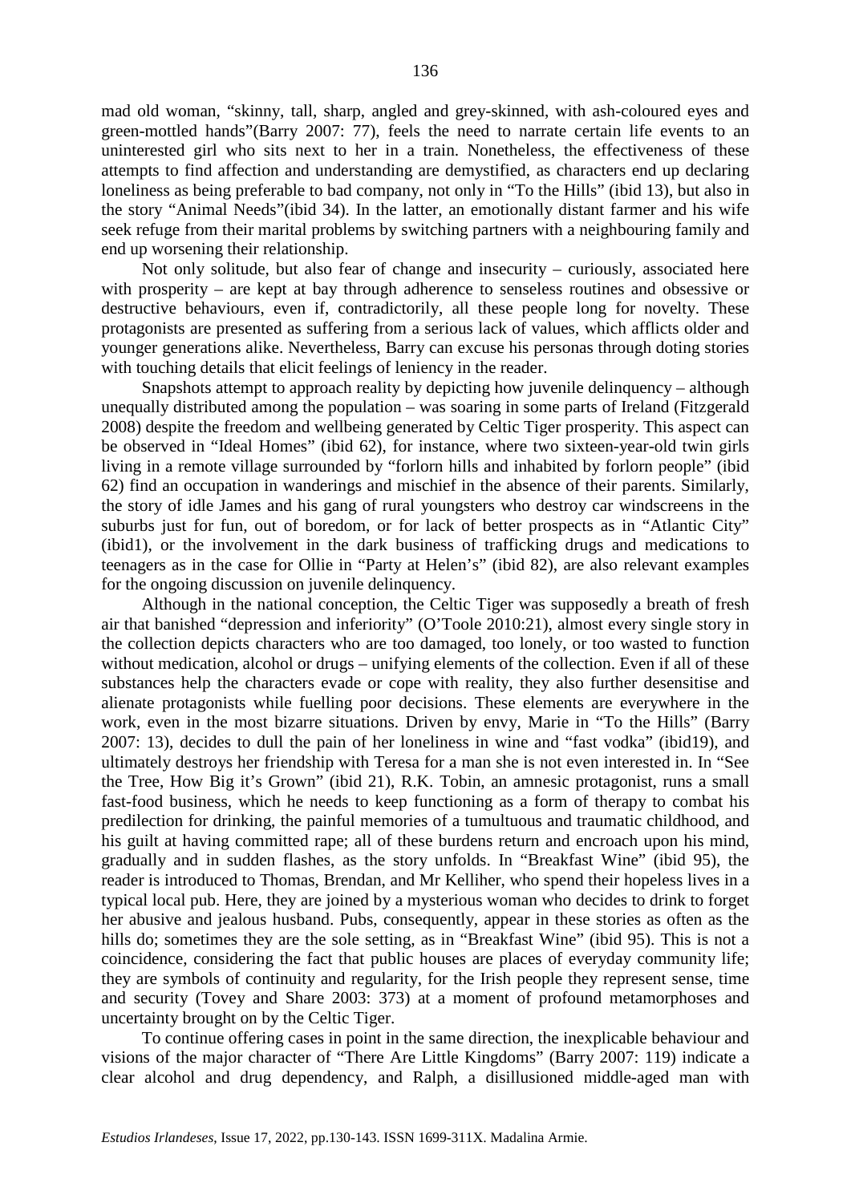mad old woman, "skinny, tall, sharp, angled and grey-skinned, with ash-coloured eyes and green-mottled hands"(Barry 2007: 77), feels the need to narrate certain life events to an uninterested girl who sits next to her in a train. Nonetheless, the effectiveness of these attempts to find affection and understanding are demystified, as characters end up declaring loneliness as being preferable to bad company, not only in "To the Hills" (ibid 13), but also in the story "Animal Needs"(ibid 34). In the latter, an emotionally distant farmer and his wife seek refuge from their marital problems by switching partners with a neighbouring family and end up worsening their relationship.

Not only solitude, but also fear of change and insecurity – curiously, associated here with prosperity – are kept at bay through adherence to senseless routines and obsessive or destructive behaviours, even if, contradictorily, all these people long for novelty. These protagonists are presented as suffering from a serious lack of values, which afflicts older and younger generations alike. Nevertheless, Barry can excuse his personas through doting stories with touching details that elicit feelings of leniency in the reader.

Snapshots attempt to approach reality by depicting how juvenile delinquency – although unequally distributed among the population – was soaring in some parts of Ireland (Fitzgerald 2008) despite the freedom and wellbeing generated by Celtic Tiger prosperity. This aspect can be observed in "Ideal Homes" (ibid 62), for instance, where two sixteen-year-old twin girls living in a remote village surrounded by "forlorn hills and inhabited by forlorn people" (ibid 62) find an occupation in wanderings and mischief in the absence of their parents. Similarly, the story of idle James and his gang of rural youngsters who destroy car windscreens in the suburbs just for fun, out of boredom, or for lack of better prospects as in "Atlantic City" (ibid1), or the involvement in the dark business of trafficking drugs and medications to teenagers as in the case for Ollie in "Party at Helen's" (ibid 82), are also relevant examples for the ongoing discussion on juvenile delinquency.

Although in the national conception, the Celtic Tiger was supposedly a breath of fresh air that banished "depression and inferiority" (O'Toole 2010:21), almost every single story in the collection depicts characters who are too damaged, too lonely, or too wasted to function without medication, alcohol or drugs – unifying elements of the collection. Even if all of these substances help the characters evade or cope with reality, they also further desensitise and alienate protagonists while fuelling poor decisions. These elements are everywhere in the work, even in the most bizarre situations. Driven by envy, Marie in "To the Hills" (Barry 2007: 13), decides to dull the pain of her loneliness in wine and "fast vodka" (ibid19), and ultimately destroys her friendship with Teresa for a man she is not even interested in. In "See the Tree, How Big it's Grown" (ibid 21), R.K. Tobin, an amnesic protagonist, runs a small fast-food business, which he needs to keep functioning as a form of therapy to combat his predilection for drinking, the painful memories of a tumultuous and traumatic childhood, and his guilt at having committed rape; all of these burdens return and encroach upon his mind, gradually and in sudden flashes, as the story unfolds. In "Breakfast Wine" (ibid 95), the reader is introduced to Thomas, Brendan, and Mr Kelliher, who spend their hopeless lives in a typical local pub. Here, they are joined by a mysterious woman who decides to drink to forget her abusive and jealous husband. Pubs, consequently, appear in these stories as often as the hills do; sometimes they are the sole setting, as in "Breakfast Wine" (ibid 95). This is not a coincidence, considering the fact that public houses are places of everyday community life; they are symbols of continuity and regularity, for the Irish people they represent sense, time and security (Tovey and Share 2003: 373) at a moment of profound metamorphoses and uncertainty brought on by the Celtic Tiger.

To continue offering cases in point in the same direction, the inexplicable behaviour and visions of the major character of "There Are Little Kingdoms" (Barry 2007: 119) indicate a clear alcohol and drug dependency, and Ralph, a disillusioned middle-aged man with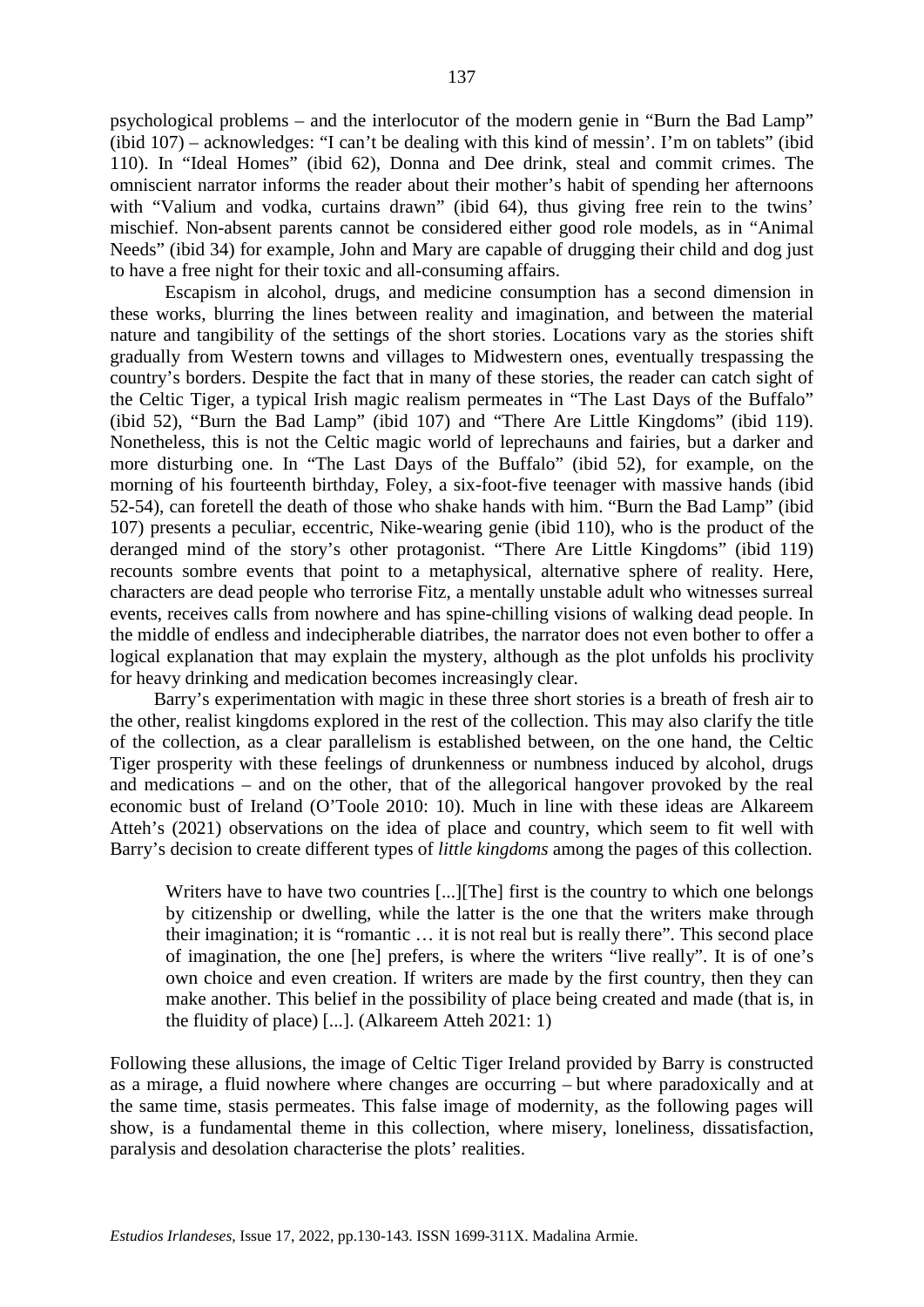psychological problems – and the interlocutor of the modern genie in "Burn the Bad Lamp" (ibid 107) – acknowledges: "I can't be dealing with this kind of messin'. I'm on tablets" (ibid 110). In "Ideal Homes" (ibid 62), Donna and Dee drink, steal and commit crimes. The omniscient narrator informs the reader about their mother's habit of spending her afternoons with "Valium and vodka, curtains drawn" (ibid 64), thus giving free rein to the twins' mischief. Non-absent parents cannot be considered either good role models, as in "Animal Needs" (ibid 34) for example, John and Mary are capable of drugging their child and dog just to have a free night for their toxic and all-consuming affairs.

Escapism in alcohol, drugs, and medicine consumption has a second dimension in these works, blurring the lines between reality and imagination, and between the material nature and tangibility of the settings of the short stories. Locations vary as the stories shift gradually from Western towns and villages to Midwestern ones, eventually trespassing the country's borders. Despite the fact that in many of these stories, the reader can catch sight of the Celtic Tiger, a typical Irish magic realism permeates in "The Last Days of the Buffalo" (ibid 52), "Burn the Bad Lamp" (ibid 107) and "There Are Little Kingdoms" (ibid 119). Nonetheless, this is not the Celtic magic world of leprechauns and fairies, but a darker and more disturbing one. In "The Last Days of the Buffalo" (ibid 52), for example, on the morning of his fourteenth birthday, Foley, a six-foot-five teenager with massive hands (ibid 52-54), can foretell the death of those who shake hands with him. "Burn the Bad Lamp" (ibid 107) presents a peculiar, eccentric, Nike-wearing genie (ibid 110), who is the product of the deranged mind of the story's other protagonist. "There Are Little Kingdoms" (ibid 119) recounts sombre events that point to a metaphysical, alternative sphere of reality. Here, characters are dead people who terrorise Fitz, a mentally unstable adult who witnesses surreal events, receives calls from nowhere and has spine-chilling visions of walking dead people. In the middle of endless and indecipherable diatribes, the narrator does not even bother to offer a logical explanation that may explain the mystery, although as the plot unfolds his proclivity for heavy drinking and medication becomes increasingly clear.

Barry's experimentation with magic in these three short stories is a breath of fresh air to the other, realist kingdoms explored in the rest of the collection. This may also clarify the title of the collection, as a clear parallelism is established between, on the one hand, the Celtic Tiger prosperity with these feelings of drunkenness or numbness induced by alcohol, drugs and medications – and on the other, that of the allegorical hangover provoked by the real economic bust of Ireland (O'Toole 2010: 10). Much in line with these ideas are Alkareem Atteh's (2021) observations on the idea of place and country, which seem to fit well with Barry's decision to create different types of *little kingdoms* among the pages of this collection.

> Writers have to have two countries [...][The] first is the country to which one belongs by citizenship or dwelling, while the latter is the one that the writers make through their imagination; it is "romantic … it is not real but is really there". This second place of imagination, the one [he] prefers, is where the writers "live really". It is of one's own choice and even creation. If writers are made by the first country, then they can make another. This belief in the possibility of place being created and made (that is, in the fluidity of place) [...]. (Alkareem Atteh 2021: 1)

Following these allusions, the image of Celtic Tiger Ireland provided by Barry is constructed as a mirage, a fluid nowhere where changes are occurring – but where paradoxically and at the same time, stasis permeates. This false image of modernity, as the following pages will show, is a fundamental theme in this collection, where misery, loneliness, dissatisfaction, paralysis and desolation characterise the plots' realities.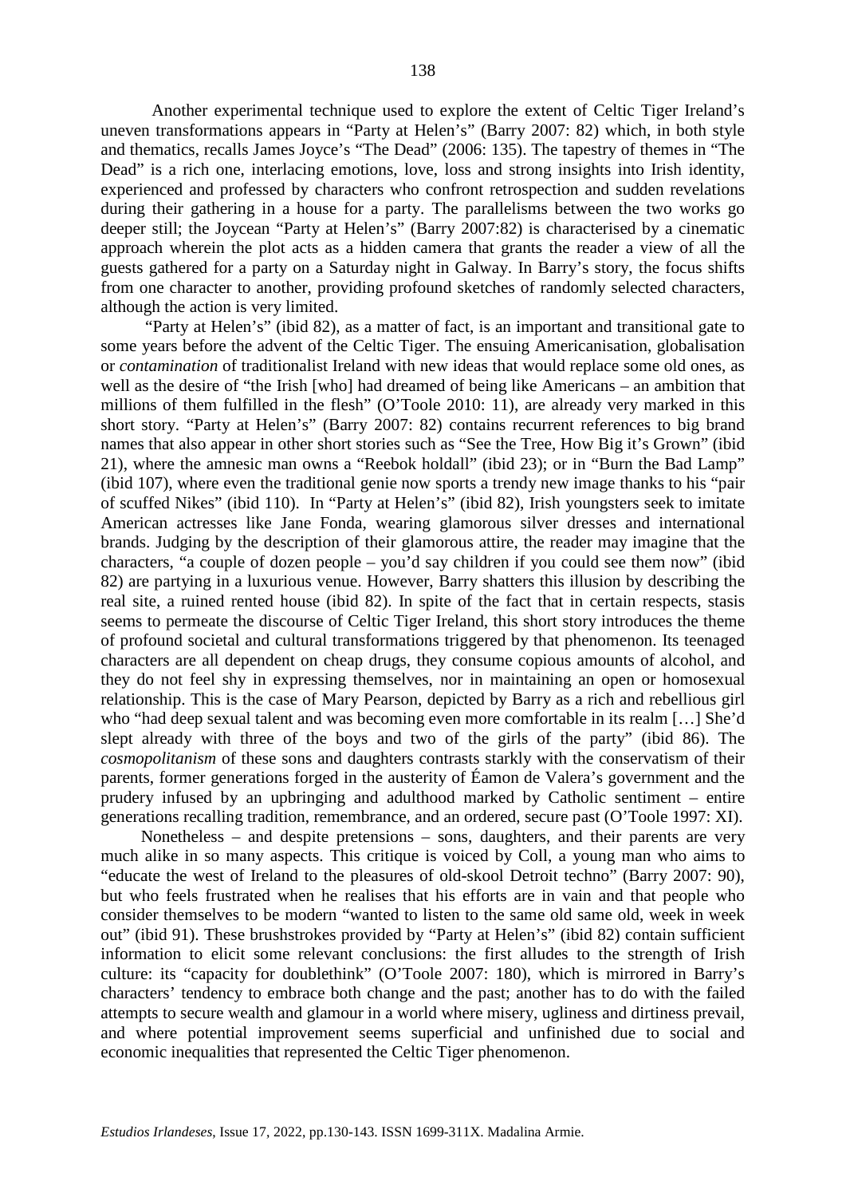Another experimental technique used to explore the extent of Celtic Tiger Ireland's uneven transformations appears in "Party at Helen's" (Barry 2007: 82) which, in both style and thematics, recalls James Joyce's "The Dead" (2006: 135). The tapestry of themes in "The Dead" is a rich one, interlacing emotions, love, loss and strong insights into Irish identity, experienced and professed by characters who confront retrospection and sudden revelations during their gathering in a house for a party. The parallelisms between the two works go deeper still; the Joycean "Party at Helen's" (Barry 2007:82) is characterised by a cinematic approach wherein the plot acts as a hidden camera that grants the reader a view of all the guests gathered for a party on a Saturday night in Galway. In Barry's story, the focus shifts from one character to another, providing profound sketches of randomly selected characters, although the action is very limited.

"Party at Helen's" (ibid 82), as a matter of fact, is an important and transitional gate to some years before the advent of the Celtic Tiger. The ensuing Americanisation, globalisation or *contamination* of traditionalist Ireland with new ideas that would replace some old ones, as well as the desire of "the Irish [who] had dreamed of being like Americans – an ambition that millions of them fulfilled in the flesh" (O'Toole 2010: 11), are already very marked in this short story. "Party at Helen's" (Barry 2007: 82) contains recurrent references to big brand names that also appear in other short stories such as "See the Tree, How Big it's Grown" (ibid 21), where the amnesic man owns a "Reebok holdall" (ibid 23); or in "Burn the Bad Lamp" (ibid 107), where even the traditional genie now sports a trendy new image thanks to his "pair of scuffed Nikes" (ibid 110). In "Party at Helen's" (ibid 82), Irish youngsters seek to imitate American actresses like Jane Fonda, wearing glamorous silver dresses and international brands. Judging by the description of their glamorous attire, the reader may imagine that the characters, "a couple of dozen people – you'd say children if you could see them now" (ibid 82) are partying in a luxurious venue. However, Barry shatters this illusion by describing the real site, a ruined rented house (ibid 82). In spite of the fact that in certain respects, stasis seems to permeate the discourse of Celtic Tiger Ireland, this short story introduces the theme of profound societal and cultural transformations triggered by that phenomenon. Its teenaged characters are all dependent on cheap drugs, they consume copious amounts of alcohol, and they do not feel shy in expressing themselves, nor in maintaining an open or homosexual relationship. This is the case of Mary Pearson, depicted by Barry as a rich and rebellious girl who "had deep sexual talent and was becoming even more comfortable in its realm […] She'd slept already with three of the boys and two of the girls of the party" (ibid 86). The *cosmopolitanism* of these sons and daughters contrasts starkly with the conservatism of their parents, former generations forged in the austerity of Éamon de Valera's government and the prudery infused by an upbringing and adulthood marked by Catholic sentiment – entire generations recalling tradition, remembrance, and an ordered, secure past (O'Toole 1997: XI).

Nonetheless – and despite pretensions – sons, daughters, and their parents are very much alike in so many aspects. This critique is voiced by Coll, a young man who aims to "educate the west of Ireland to the pleasures of old-skool Detroit techno" (Barry 2007: 90), but who feels frustrated when he realises that his efforts are in vain and that people who consider themselves to be modern "wanted to listen to the same old same old, week in week out" (ibid 91). These brushstrokes provided by "Party at Helen's" (ibid 82) contain sufficient information to elicit some relevant conclusions: the first alludes to the strength of Irish culture: its "capacity for doublethink" (O'Toole 2007: 180), which is mirrored in Barry's characters' tendency to embrace both change and the past; another has to do with the failed attempts to secure wealth and glamour in a world where misery, ugliness and dirtiness prevail, and where potential improvement seems superficial and unfinished due to social and economic inequalities that represented the Celtic Tiger phenomenon.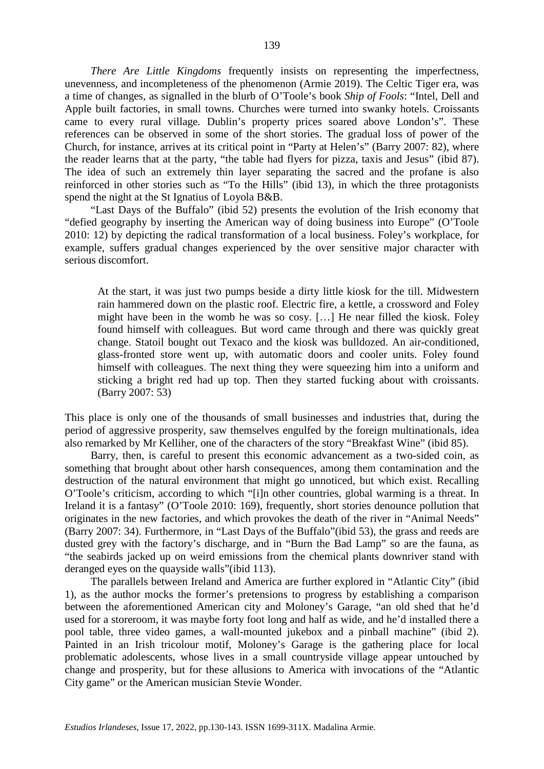*There Are Little Kingdoms* frequently insists on representing the imperfectness, unevenness, and incompleteness of the phenomenon (Armie 2019). The Celtic Tiger era, was a time of changes, as signalled in the blurb of O'Toole's book *Ship of Fools*: "Intel, Dell and Apple built factories, in small towns. Churches were turned into swanky hotels. Croissants came to every rural village. Dublin's property prices soared above London's". These references can be observed in some of the short stories. The gradual loss of power of the Church, for instance, arrives at its critical point in "Party at Helen's" (Barry 2007: 82), where the reader learns that at the party, "the table had flyers for pizza, taxis and Jesus" (ibid 87). The idea of such an extremely thin layer separating the sacred and the profane is also reinforced in other stories such as "To the Hills" (ibid 13), in which the three protagonists spend the night at the St Ignatius of Loyola B&B.

"Last Days of the Buffalo" (ibid 52) presents the evolution of the Irish economy that "defied geography by inserting the American way of doing business into Europe" (O'Toole 2010: 12) by depicting the radical transformation of a local business. Foley's workplace, for example, suffers gradual changes experienced by the over sensitive major character with serious discomfort.

> At the start, it was just two pumps beside a dirty little kiosk for the till. Midwestern rain hammered down on the plastic roof. Electric fire, a kettle, a crossword and Foley might have been in the womb he was so cosy. […] He near filled the kiosk. Foley found himself with colleagues. But word came through and there was quickly great change. Statoil bought out Texaco and the kiosk was bulldozed. An air-conditioned, glass-fronted store went up, with automatic doors and cooler units. Foley found himself with colleagues. The next thing they were squeezing him into a uniform and sticking a bright red had up top. Then they started fucking about with croissants. (Barry 2007: 53)

This place is only one of the thousands of small businesses and industries that, during the period of aggressive prosperity, saw themselves engulfed by the foreign multinationals, idea also remarked by Mr Kelliher, one of the characters of the story "Breakfast Wine" (ibid 85).

Barry, then, is careful to present this economic advancement as a two-sided coin, as something that brought about other harsh consequences, among them contamination and the destruction of the natural environment that might go unnoticed, but which exist. Recalling O'Toole's criticism, according to which "[i]n other countries, global warming is a threat. In Ireland it is a fantasy" (O'Toole 2010: 169), frequently, short stories denounce pollution that originates in the new factories, and which provokes the death of the river in "Animal Needs" (Barry 2007: 34). Furthermore, in "Last Days of the Buffalo"(ibid 53), the grass and reeds are dusted grey with the factory's discharge, and in "Burn the Bad Lamp" so are the fauna, as "the seabirds jacked up on weird emissions from the chemical plants downriver stand with deranged eyes on the quayside walls"(ibid 113).

The parallels between Ireland and America are further explored in "Atlantic City" (ibid 1), as the author mocks the former's pretensions to progress by establishing a comparison between the aforementioned American city and Moloney's Garage, "an old shed that he'd used for a storeroom, it was maybe forty foot long and half as wide, and he'd installed there a pool table, three video games, a wall-mounted jukebox and a pinball machine" (ibid 2). Painted in an Irish tricolour motif, Moloney's Garage is the gathering place for local problematic adolescents, whose lives in a small countryside village appear untouched by change and prosperity, but for these allusions to America with invocations of the "Atlantic City game" or the American musician Stevie Wonder.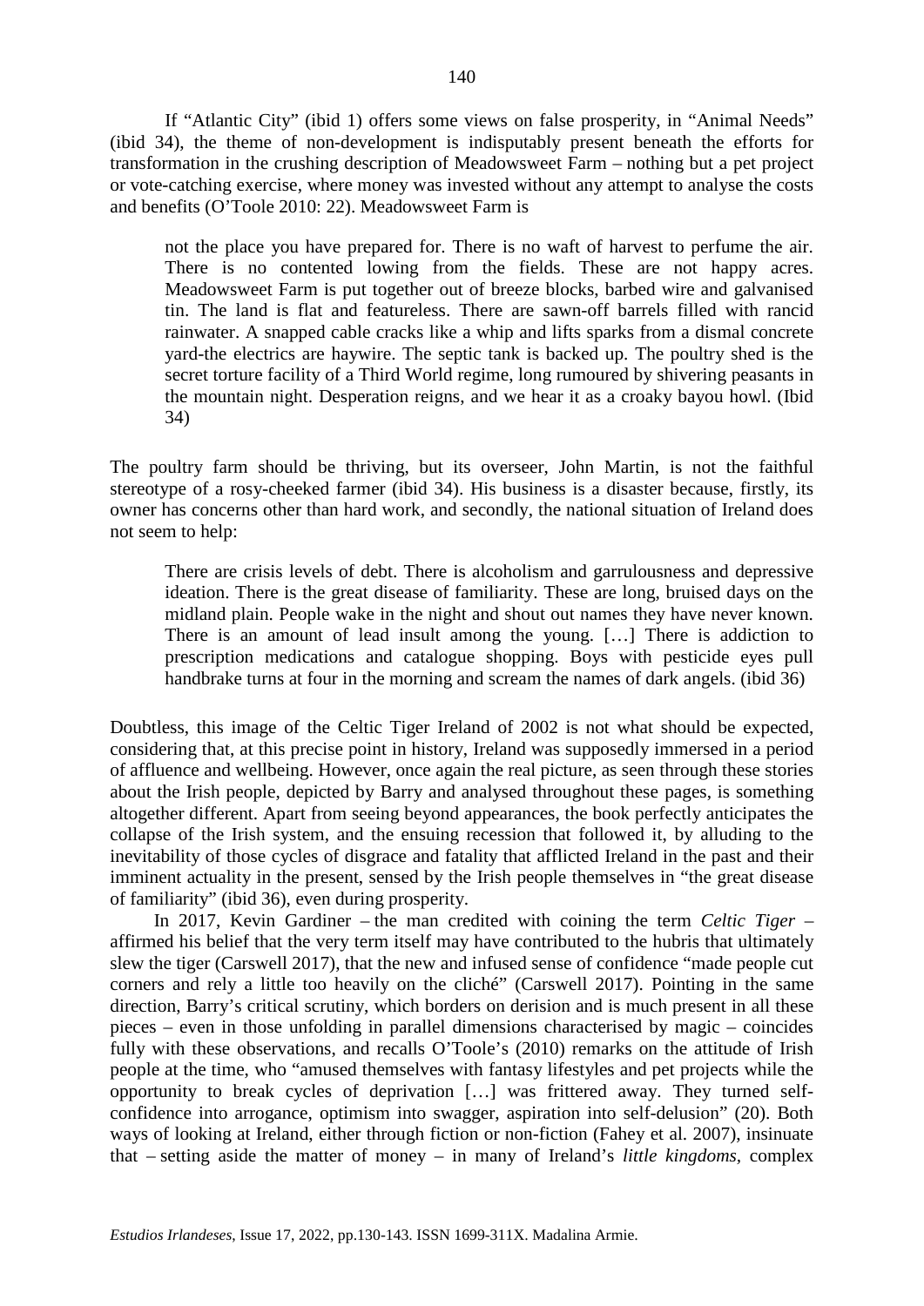If "Atlantic City" (ibid 1) offers some views on false prosperity, in "Animal Needs" (ibid 34), the theme of non-development is indisputably present beneath the efforts for transformation in the crushing description of Meadowsweet Farm – nothing but a pet project or vote-catching exercise, where money was invested without any attempt to analyse the costs and benefits (O'Toole 2010: 22). Meadowsweet Farm is

> not the place you have prepared for. There is no waft of harvest to perfume the air. There is no contented lowing from the fields. These are not happy acres. Meadowsweet Farm is put together out of breeze blocks, barbed wire and galvanised tin. The land is flat and featureless. There are sawn-off barrels filled with rancid rainwater. A snapped cable cracks like a whip and lifts sparks from a dismal concrete yard-the electrics are haywire. The septic tank is backed up. The poultry shed is the secret torture facility of a Third World regime, long rumoured by shivering peasants in the mountain night. Desperation reigns, and we hear it as a croaky bayou howl. (Ibid 34)

The poultry farm should be thriving, but its overseer, John Martin, is not the faithful stereotype of a rosy-cheeked farmer (ibid 34). His business is a disaster because, firstly, its owner has concerns other than hard work, and secondly, the national situation of Ireland does not seem to help:

> There are crisis levels of debt. There is alcoholism and garrulousness and depressive ideation. There is the great disease of familiarity. These are long, bruised days on the midland plain. People wake in the night and shout out names they have never known. There is an amount of lead insult among the young. […] There is addiction to prescription medications and catalogue shopping. Boys with pesticide eyes pull handbrake turns at four in the morning and scream the names of dark angels. (ibid 36)

Doubtless, this image of the Celtic Tiger Ireland of 2002 is not what should be expected, considering that, at this precise point in history, Ireland was supposedly immersed in a period of affluence and wellbeing. However, once again the real picture, as seen through these stories about the Irish people, depicted by Barry and analysed throughout these pages, is something altogether different. Apart from seeing beyond appearances, the book perfectly anticipates the collapse of the Irish system, and the ensuing recession that followed it, by alluding to the inevitability of those cycles of disgrace and fatality that afflicted Ireland in the past and their imminent actuality in the present, sensed by the Irish people themselves in "the great disease of familiarity" (ibid 36), even during prosperity.

In 2017, Kevin Gardiner – the man credited with coining the term *Celtic Tiger* – affirmed his belief that the very term itself may have contributed to the hubris that ultimately slew the tiger (Carswell 2017), that the new and infused sense of confidence "made people cut corners and rely a little too heavily on the cliché" (Carswell 2017). Pointing in the same direction, Barry's critical scrutiny, which borders on derision and is much present in all these pieces – even in those unfolding in parallel dimensions characterised by magic – coincides fully with these observations, and recalls O'Toole's (2010) remarks on the attitude of Irish people at the time, who "amused themselves with fantasy lifestyles and pet projects while the opportunity to break cycles of deprivation […] was frittered away. They turned self-confidence into arrogance, optimism into swagger, aspiration into self-delusion" (20). Both ways of looking at Ireland, either through fiction or non-fiction (Fahey et al. 2007), insinuate that – setting aside the matter of money – in many of Ireland's *little kingdoms*, complex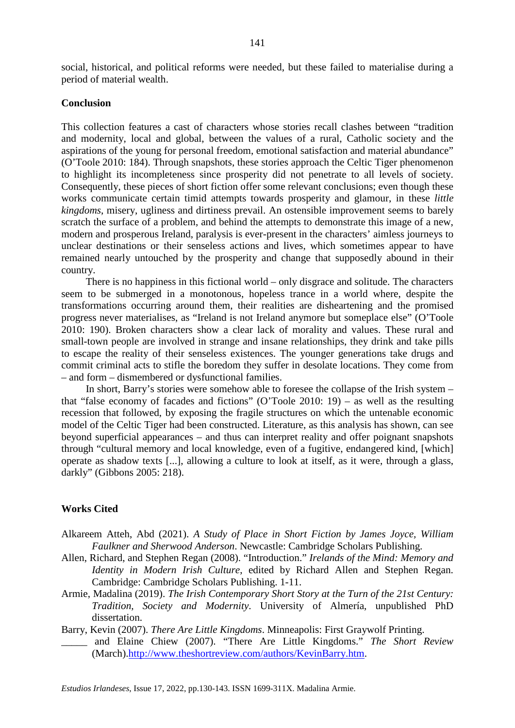social, historical, and political reforms were needed, but these failed to materialise during a period of material wealth.

## Conclusion

This collection features a cast of characters whose stories recall clashes between "tradition and modernity, local and global, between the values of a rural, Catholic society and the aspirations of the young for personal freedom, emotional satisfaction and material abundance" (O'Toole 2010: 184). Through snapshots, these stories approach the Celtic Tiger phenomenon to highlight its incompleteness since prosperity did not penetrate to all levels of society. Consequently, these pieces of short fiction offer some relevant conclusions; even though these works communicate certain timid attempts towards prosperity and glamour, in these *little kingdoms*, misery, ugliness and dirtiness prevail. An ostensible improvement seems to barely scratch the surface of a problem, and behind the attempts to demonstrate this image of a new, modern and prosperous Ireland, paralysis is ever-present in the characters' aimless journeys to unclear destinations or their senseless actions and lives, which sometimes appear to have remained nearly untouched by the prosperity and change that supposedly abound in their country.

There is no happiness in this fictional world – only disgrace and solitude. The characters seem to be submerged in a monotonous, hopeless trance in a world where, despite the transformations occurring around them, their realities are disheartening and the promised progress never materialises, as "Ireland is not Ireland anymore but someplace else" (O'Toole 2010: 190). Broken characters show a clear lack of morality and values. These rural and small-town people are involved in strange and insane relationships, they drink and take pills to escape the reality of their senseless existences. The younger generations take drugs and commit criminal acts to stifle the boredom they suffer in desolate locations. They come from – and form – dismembered or dysfunctional families.

In short, Barry's stories were somehow able to foresee the collapse of the Irish system – that "false economy of facades and fictions" (O'Toole 2010: 19) – as well as the resulting recession that followed, by exposing the fragile structures on which the untenable economic model of the Celtic Tiger had been constructed. Literature, as this analysis has shown, can see beyond superficial appearances – and thus can interpret reality and offer poignant snapshots through "cultural memory and local knowledge, even of a fugitive, endangered kind, [which] operate as shadow texts [...], allowing a culture to look at itself, as it were, through a glass, darkly" (Gibbons 2005: 218).

## Works Cited

Alkareem Atteh, Abd (2021). *A Study of Place in Short Fiction by James Joyce, William Faulkner and Sherwood Anderson*. Newcastle: Cambridge Scholars Publishing.

Allen, Richard, and Stephen Regan (2008). "Introduction." *Irelands of the Mind: Memory and Identity in Modern Irish Culture*, edited by Richard Allen and Stephen Regan. Cambridge: Cambridge Scholars Publishing. 1-11.

Armie, Madalina (2019). *The Irish Contemporary Short Story at the Turn of the 21st Century: Tradition, Society and Modernity*. University of Almería, unpublished PhD dissertation.

Barry, Kevin (2007). *There Are Little Kingdoms*. Minneapolis: First Graywolf Printing.

_____ and Elaine Chiew (2007). "There Are Little Kingdoms." *The Short Review* (March).http://www.theshortreview.com/authors/KevinBarry.htm.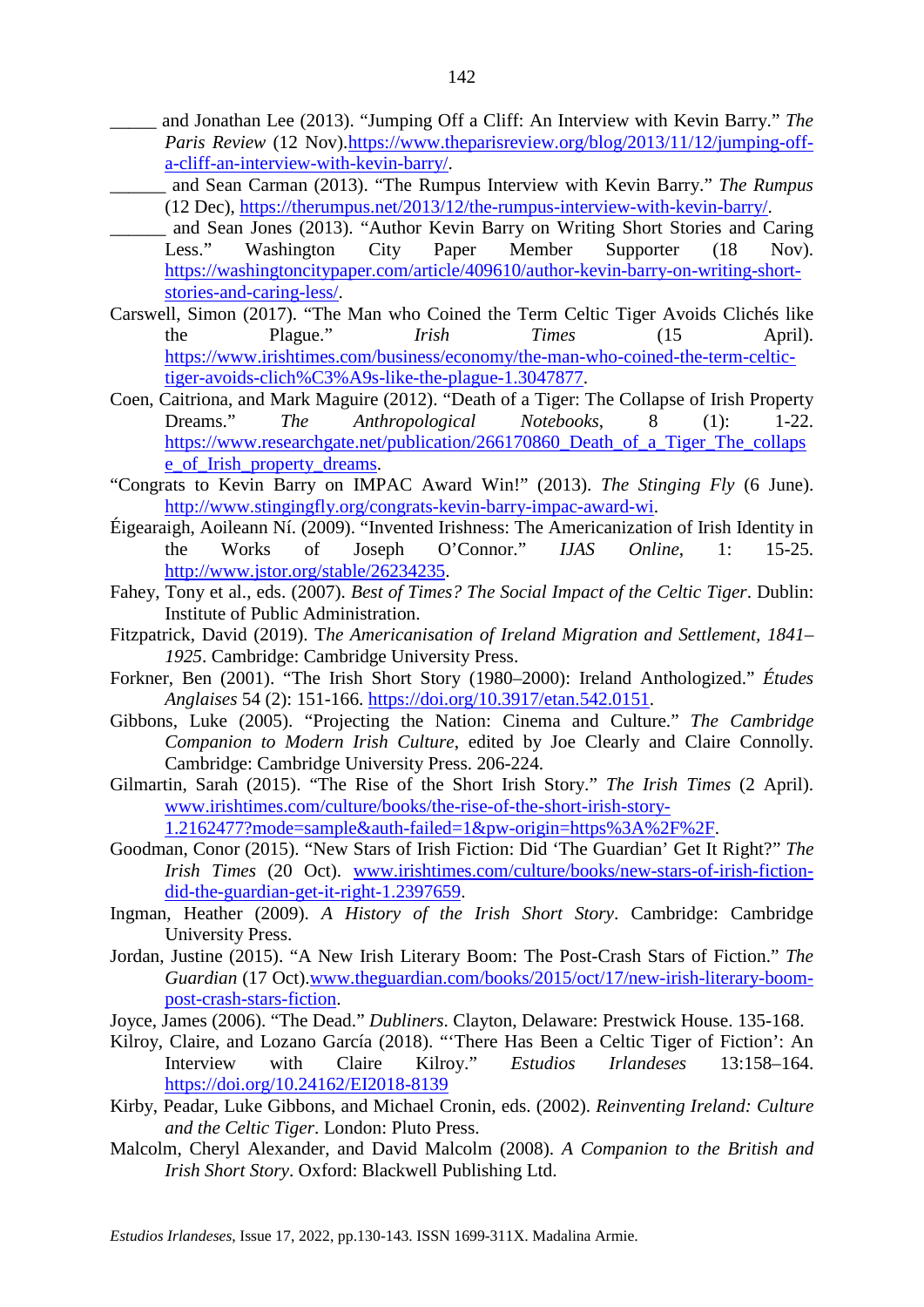_____ and Jonathan Lee (2013). “Jumping Off a Cliff: An Interview with Kevin Barry.” *The Paris Review* (12 Nov).https://www.theparisreview.org/blog/2013/11/12/jumping-off-a-cliff-an-interview-with-kevin-barry/.

______ and Sean Carman (2013). “The Rumpus Interview with Kevin Barry.” *The Rumpus* (12 Dec), https://therumpus.net/2013/12/the-rumpus-interview-with-kevin-barry/.

______ and Sean Jones (2013). “Author Kevin Barry on Writing Short Stories and Caring Less.” Washington City Paper Member Supporter (18 Nov). https://washingtoncitypaper.com/article/409610/author-kevin-barry-on-writing-short-stories-and-caring-less/.

Carswell, Simon (2017). “The Man who Coined the Term Celtic Tiger Avoids Clichés like the Plague.” *Irish Times* (15 April). https://www.irishtimes.com/business/economy/the-man-who-coined-the-term-celtic-tiger-avoids-clich%C3%A9s-like-the-plague-1.3047877.

Coen, Caitriona, and Mark Maguire (2012). “Death of a Tiger: The Collapse of Irish Property Dreams.” *The Anthropological Notebooks*, 8 (1): 1-22. https://www.researchgate.net/publication/266170860_Death_of_a_Tiger_The_collapse_of_Irish_property_dreams.

“Congrats to Kevin Barry on IMPAC Award Win!” (2013). *The Stinging Fly* (6 June). http://www.stingingfly.org/congrats-kevin-barry-impac-award-wi.

Éigearaigh, Aoileann Ní. (2009). “Invented Irishness: The Americanization of Irish Identity in the Works of Joseph O’Connor.” *IJAS Online*, 1: 15-25. http://www.jstor.org/stable/26234235.

Fahey, Tony et al., eds. (2007). *Best of Times? The Social Impact of the Celtic Tiger*. Dublin: Institute of Public Administration.

Fitzpatrick, David (2019). T*he Americanisation of Ireland Migration and Settlement, 1841–1925*. Cambridge: Cambridge University Press.

Forkner, Ben (2001). “The Irish Short Story (1980–2000): Ireland Anthologized.” *Études Anglaises* 54 (2): 151-166. https://doi.org/10.3917/etan.542.0151.

Gibbons, Luke (2005). “Projecting the Nation: Cinema and Culture.” *The Cambridge Companion to Modern Irish Culture*, edited by Joe Cleary and Claire Connolly. Cambridge: Cambridge University Press. 206-224.

Gilmartin, Sarah (2015). “The Rise of the Short Story.” *The Irish Times* (2 April). www.irishtimes.com/culture/books/the-rise-of-the-short-irish-story-1.2162477?mode=sample&auth-failed=1&pw-origin=https%3A%2F%2F.

Goodman, Conor (2015). “New Stars of Irish Fiction: Did ‘The Guardian’ Get It Right?” *The Irish Times* (20 Oct). www.irishtimes.com/culture/books/new-stars-of-irish-fiction-did-the-guardian-get-it-right-1.2397659.

Ingman, Heather (2009). *A History of the Irish Short Story*. Cambridge: Cambridge University Press.

Jordan, Justine (2015). “A New Irish Literary Boom: The Post-Crash Stars of Fiction.” *The Guardian* (17 Oct).www.theguardian.com/books/2015/oct/17/new-irish-literary-boom-post-crash-stars-fiction.

Joyce, James (2006). “The Dead.” *Dubliners*. Clayton, Delaware: Prestwick House. 135-168.

Kilroy, Claire, and Lozano García (2018). “‘There Has Been a Celtic Tiger of Fiction’: An Interview with Claire Kilroy.” *Estudios Irlandeses* 13:158–164. https://doi.org/10.24162/EI2018-8139

Kirby, Peadar, Luke Gibbons, and Michael Cronin, eds. (2002). *Reinventing Ireland: Culture and the Celtic Tiger*. London: Pluto Press.

Malcolm, Cheryl Alexander, and David Malcolm (2008). *A Companion to the British and Irish Short Story*. Oxford: Blackwell Publishing Ltd.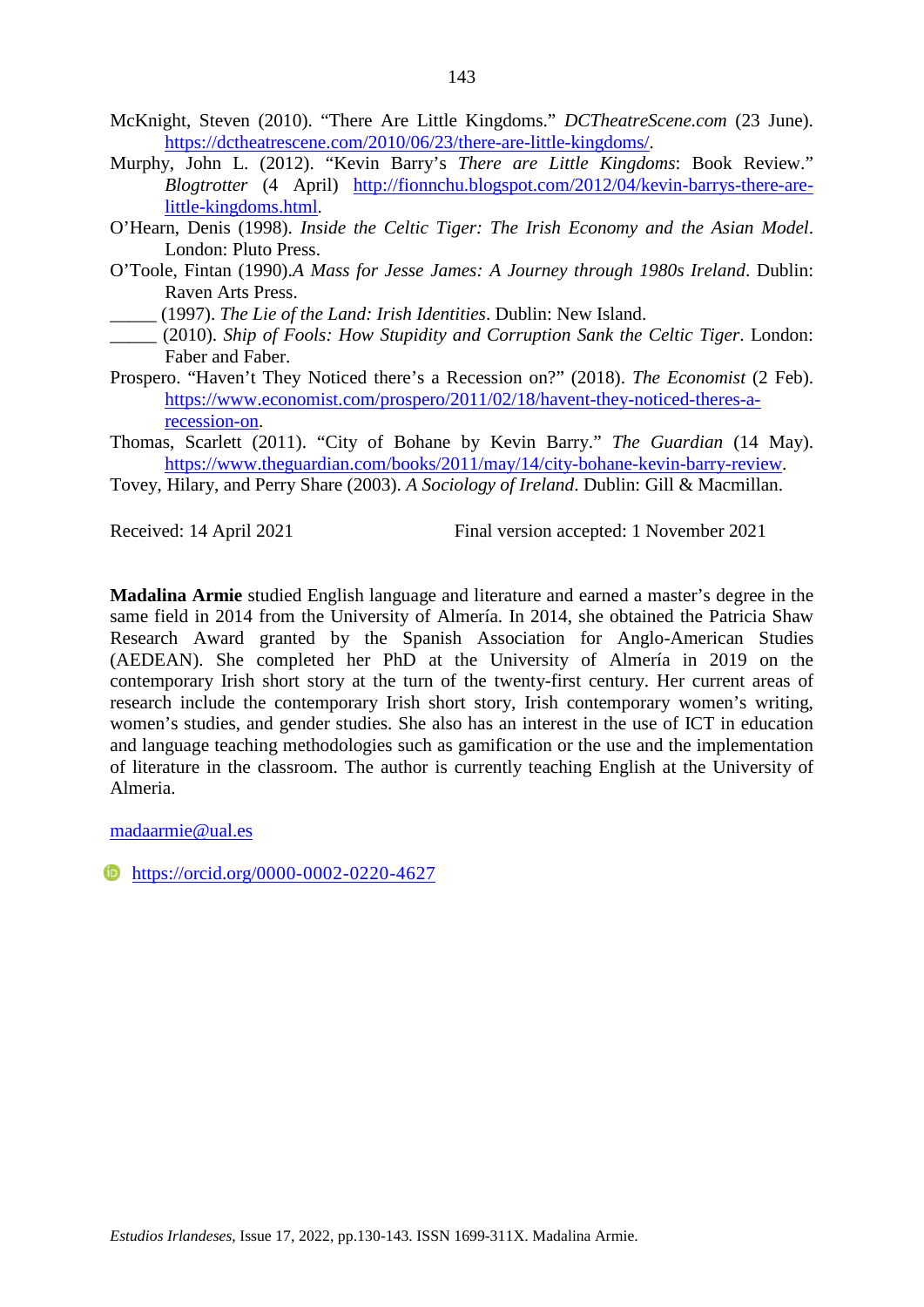McKnight, Steven (2010). "There Are Little Kingdoms." *DCTheatreScene.com* (23 June). https://dctheatrescene.com/2010/06/23/there-are-little-kingdoms/.

Murphy, John L. (2012). "Kevin Barry's *There are Little Kingdoms*: Book Review." *Blogtrotter* (4 April) http://fionnchu.blogspot.com/2012/04/kevin-barrys-there-are-little-kingdoms.html.

O'Hearn, Denis (1998). *Inside the Celtic Tiger: The Irish Economy and the Asian Model*. London: Pluto Press.

O'Toole, Fintan (1990).*A Mass for Jesse James: A Journey through 1980s Ireland*. Dublin: Raven Arts Press.

_____ (1997). *The Lie of the Land: Irish Identities*. Dublin: New Island.

_____ (2010). *Ship of Fools: How Stupidity and Corruption Sank the Celtic Tiger*. London: Faber and Faber.

Prospero. "Haven't They Noticed there's a Recession on?" (2018). *The Economist* (2 Feb). https://www.economist.com/prospero/2011/02/18/havent-they-noticed-theres-a-recession-on.

Thomas, Scarlett (2011). "City of Bohane by Kevin Barry." *The Guardian* (14 May). https://www.theguardian.com/books/2011/may/14/city-bohane-kevin-barry-review.

Tovey, Hilary, and Perry Share (2003). *A Sociology of Ireland*. Dublin: Gill & Macmillan.

Received: 14 April 2021 Final version accepted: 1 November 2021

**Madalina Armie** studied English language and literature and earned a master's degree in the same field in 2014 from the University of Almería. In 2014, she obtained the Patricia Shaw Research Award granted by the Spanish Association for Anglo-American Studies (AEDEAN). She completed her PhD at the University of Almería in 2019 on the contemporary Irish short story at the turn of the twenty-first century. Her current areas of research include the contemporary Irish short story, Irish contemporary women's writing, women's studies, and gender studies. She also has an interest in the use of ICT in education and language teaching methodologies such as gamification or the use and the implementation of literature in the classroom. The author is currently teaching English at the University of Almeria.

madaarmie@ual.es

https://orcid.org/0000-0002-0220-4627